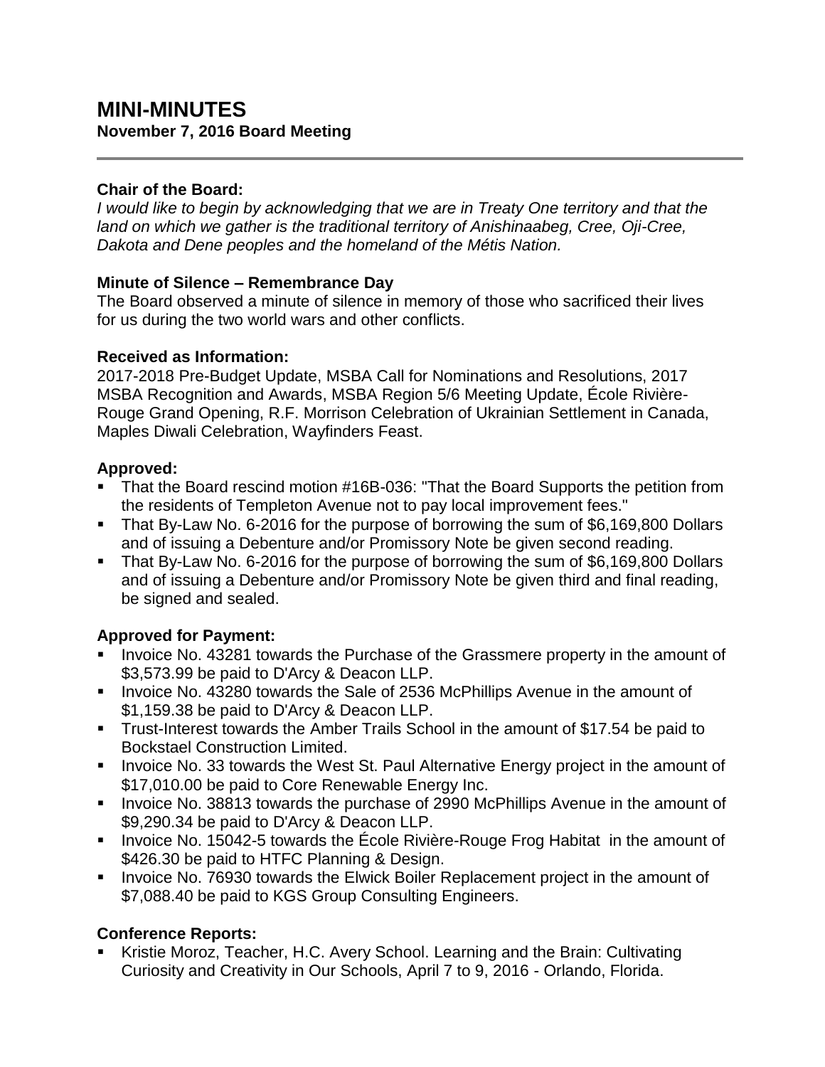# MINI-MINUTES

**November 7, 2016 Board Meeting**

---

**Chair of the Board:**

*I would like to begin by acknowledging that we are in Treaty One territory and that the land on which we gather is the traditional territory of Anishinaabeg, Cree, Oji-Cree, Dakota and Dene peoples and the homeland of the Métis Nation.*

**Minute of Silence – Remembrance Day**

The Board observed a minute of silence in memory of those who sacrificed their lives for us during the two world wars and other conflicts.

**Received as Information:**

2017-2018 Pre-Budget Update, MSBA Call for Nominations and Resolutions, 2017 MSBA Recognition and Awards, MSBA Region 5/6 Meeting Update, École Rivière-Rouge Grand Opening, R.F. Morrison Celebration of Ukrainian Settlement in Canada, Maples Diwali Celebration, Wayfinders Feast.

**Approved:**

- That the Board rescind motion #16B-036: "That the Board Supports the petition from the residents of Templeton Avenue not to pay local improvement fees."
- That By-Law No. 6-2016 for the purpose of borrowing the sum of $6,169,800 Dollars and of issuing a Debenture and/or Promissory Note be given second reading.
- That By-Law No. 6-2016 for the purpose of borrowing the sum of $6,169,800 Dollars and of issuing a Debenture and/or Promissory Note be given third and final reading, be signed and sealed.

**Approved for Payment:**

- Invoice No. 43281 towards the Purchase of the Grassmere property in the amount of $3,573.99 be paid to D'Arcy & Deacon LLP.
- Invoice No. 43280 towards the Sale of 2536 McPhillips Avenue in the amount of $1,159.38 be paid to D'Arcy & Deacon LLP.
- Trust-Interest towards the Amber Trails School in the amount of $17.54 be paid to Bockstael Construction Limited.
- Invoice No. 33 towards the West St. Paul Alternative Energy project in the amount of $17,010.00 be paid to Core Renewable Energy Inc.
- Invoice No. 38813 towards the purchase of 2990 McPhillips Avenue in the amount of $9,290.34 be paid to D'Arcy & Deacon LLP.
- Invoice No. 15042-5 towards the École Rivière-Rouge Frog Habitat in the amount of $426.30 be paid to HTFC Planning & Design.
- Invoice No. 76930 towards the Elwick Boiler Replacement project in the amount of $7,088.40 be paid to KGS Group Consulting Engineers.

**Conference Reports:**

- Kristie Moroz, Teacher, H.C. Avery School. Learning and the Brain: Cultivating Curiosity and Creativity in Our Schools, April 7 to 9, 2016 - Orlando, Florida.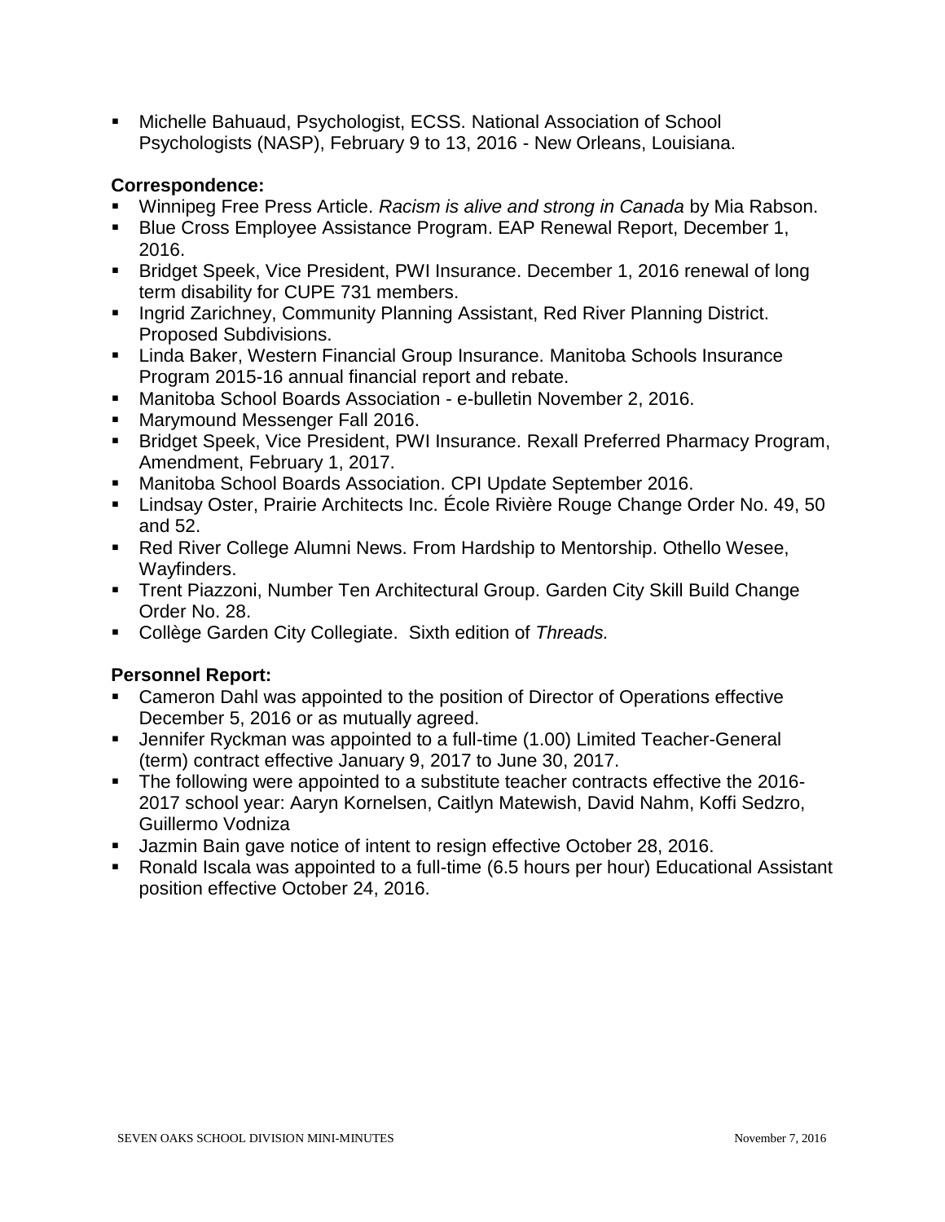- Michelle Bahuaud, Psychologist, ECSS. National Association of School Psychologists (NASP), February 9 to 13, 2016 - New Orleans, Louisiana.

**Correspondence:**

- Winnipeg Free Press Article. *Racism is alive and strong in Canada* by Mia Rabson.
- Blue Cross Employee Assistance Program. EAP Renewal Report, December 1, 2016.
- Bridget Speek, Vice President, PWI Insurance. December 1, 2016 renewal of long term disability for CUPE 731 members.
- Ingrid Zarichney, Community Planning Assistant, Red River Planning District. Proposed Subdivisions.
- Linda Baker, Western Financial Group Insurance. Manitoba Schools Insurance Program 2015-16 annual financial report and rebate.
- Manitoba School Boards Association - e-bulletin November 2, 2016.
- Marymound Messenger Fall 2016.
- Bridget Speek, Vice President, PWI Insurance. Rexall Preferred Pharmacy Program, Amendment, February 1, 2017.
- Manitoba School Boards Association. CPI Update September 2016.
- Lindsay Oster, Prairie Architects Inc. École Rivière Rouge Change Order No. 49, 50 and 52.
- Red River College Alumni News. From Hardship to Mentorship. Othello Wesee, Wayfinders.
- Trent Piazzoni, Number Ten Architectural Group. Garden City Skill Build Change Order No. 28.
- Collège Garden City Collegiate. Sixth edition of *Threads.*

**Personnel Report:**

- Cameron Dahl was appointed to the position of Director of Operations effective December 5, 2016 or as mutually agreed.
- Jennifer Ryckman was appointed to a full-time (1.00) Limited Teacher-General (term) contract effective January 9, 2017 to June 30, 2017.
- The following were appointed to a substitute teacher contracts effective the 2016-2017 school year: Aaryn Kornelsen, Caitlyn Matewish, David Nahm, Koffi Sedzro, Guillermo Vodniza
- Jazmin Bain gave notice of intent to resign effective October 28, 2016.
- Ronald Iscala was appointed to a full-time (6.5 hours per hour) Educational Assistant position effective October 24, 2016.